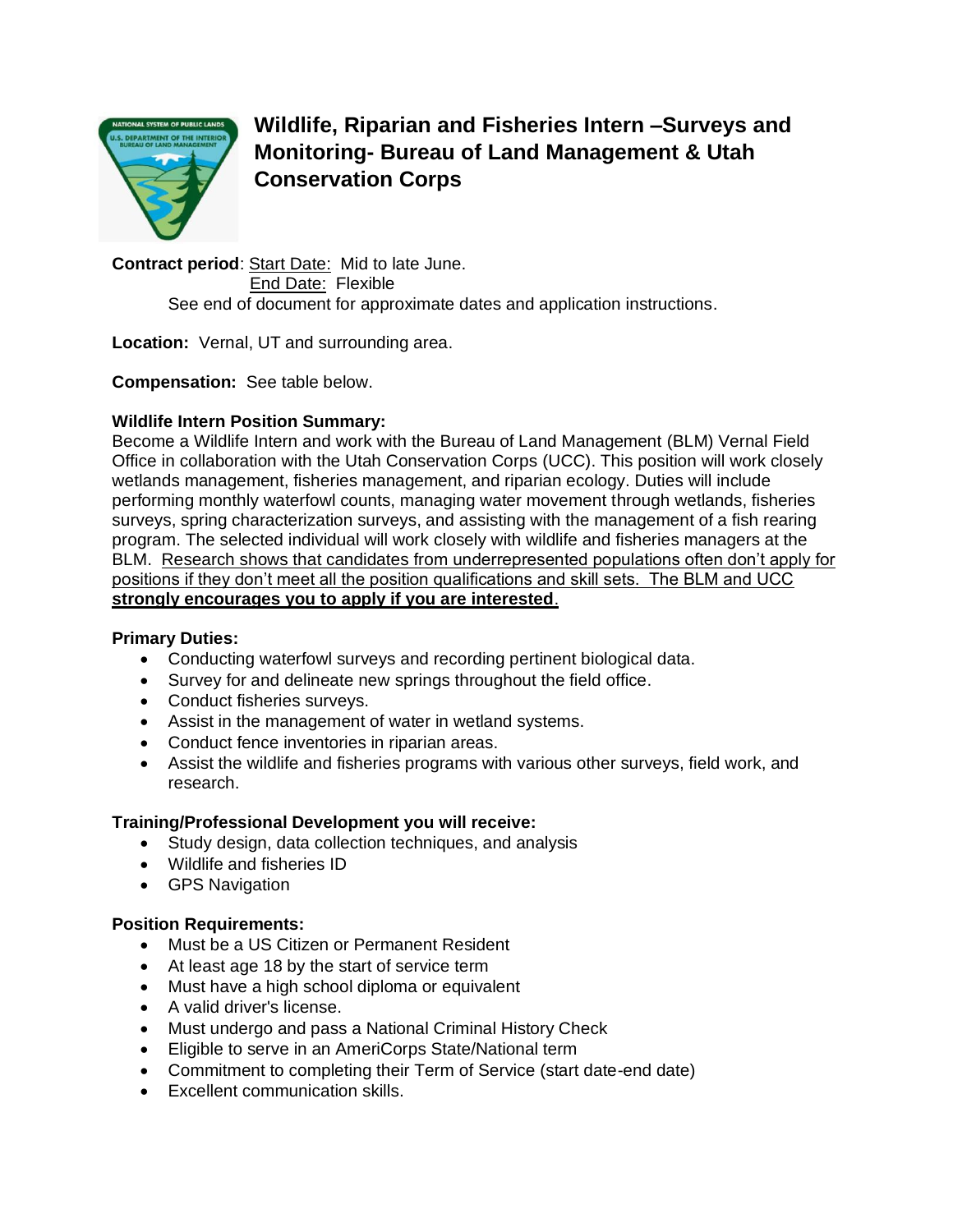# Wildlife, Riparian and Fisheries Intern –Surveys and Monitoring- Bureau of Land Management & Utah Conservation Corps

**Contract period**: Start Date: Mid to late June.
End Date: Flexible
See end of document for approximate dates and application instructions.

**Location:** Vernal, UT and surrounding area.

**Compensation:** See table below.

**Wildlife Intern Position Summary:**
Become a Wildlife Intern and work with the Bureau of Land Management (BLM) Vernal Field Office in collaboration with the Utah Conservation Corps (UCC). This position will work closely wetlands management, fisheries management, and riparian ecology. Duties will include performing monthly waterfowl counts, managing water movement through wetlands, fisheries surveys, spring characterization surveys, and assisting with the management of a fish rearing program. The selected individual will work closely with wildlife and fisheries managers at the BLM. Research shows that candidates from underrepresented populations often don't apply for positions if they don't meet all the position qualifications and skill sets. The BLM and UCC **strongly encourages you to apply if you are interested**.

**Primary Duties:**

- Conducting waterfowl surveys and recording pertinent biological data.
- Survey for and delineate new springs throughout the field office.
- Conduct fisheries surveys.
- Assist in the management of water in wetland systems.
- Conduct fence inventories in riparian areas.
- Assist the wildlife and fisheries programs with various other surveys, field work, and research.

**Training/Professional Development you will receive:**

- Study design, data collection techniques, and analysis
- Wildlife and fisheries ID
- GPS Navigation

**Position Requirements:**

- Must be a US Citizen or Permanent Resident
- At least age 18 by the start of service term
- Must have a high school diploma or equivalent
- A valid driver's license.
- Must undergo and pass a National Criminal History Check
- Eligible to serve in an AmeriCorps State/National term
- Commitment to completing their Term of Service (start date-end date)
- Excellent communication skills.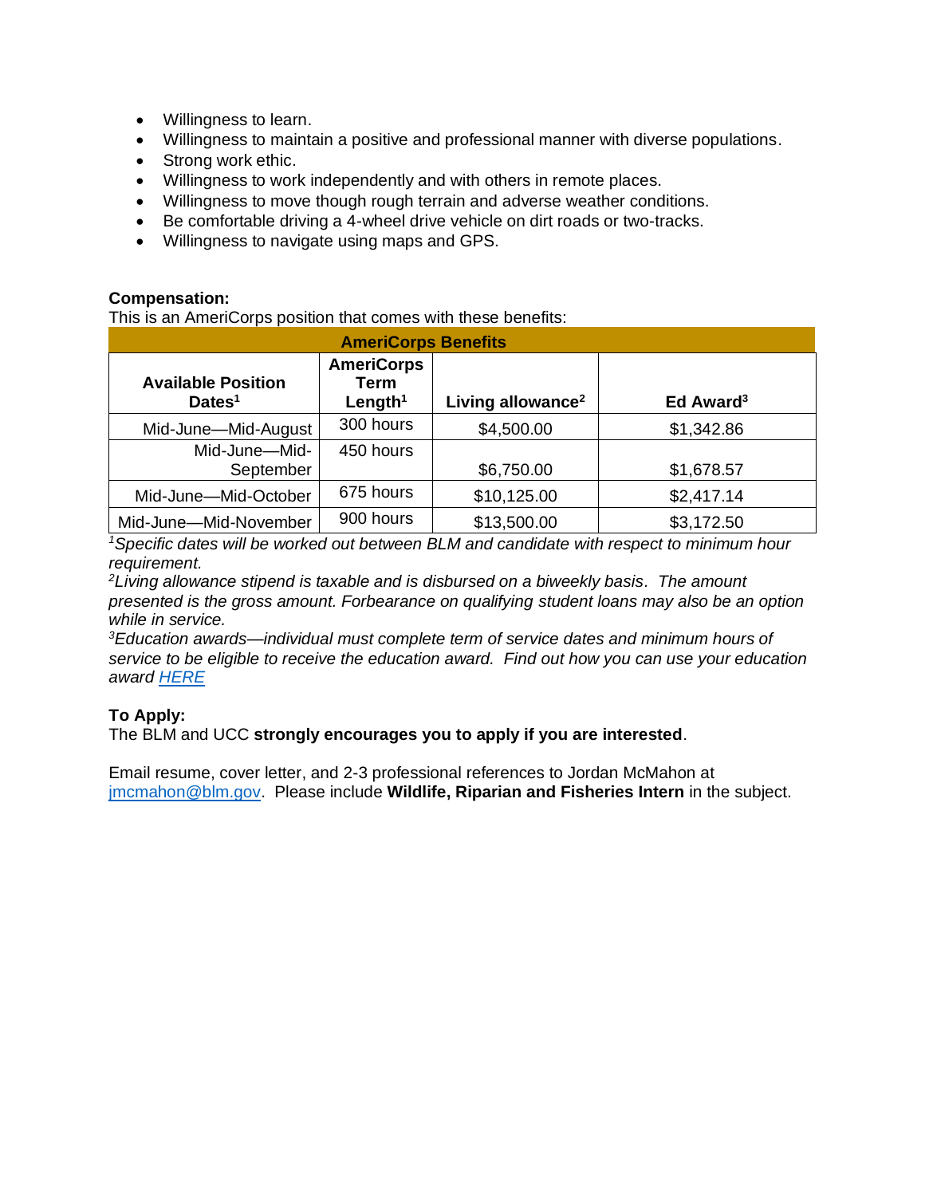- Willingness to learn.
- Willingness to maintain a positive and professional manner with diverse populations.
- Strong work ethic.
- Willingness to work independently and with others in remote places.
- Willingness to move though rough terrain and adverse weather conditions.
- Be comfortable driving a 4-wheel drive vehicle on dirt roads or two-tracks.
- Willingness to navigate using maps and GPS.

**Compensation:**
This is an AmeriCorps position that comes with these benefits:

| **AmeriCorps Benefits** | | | |
|---|---|---|---|
| **Available Position Dates[1]** | **AmeriCorps Term Length[1]** | **Living allowance[2]** | **Ed Award[3]** |
| Mid-June—Mid-August | 300 hours | $4,500.00 | $1,342.86 |
| Mid-June—Mid-September | 450 hours | $6,750.00 | $1,678.57 |
| Mid-June—Mid-October | 675 hours | $10,125.00 | $2,417.14 |
| Mid-June—Mid-November | 900 hours | $13,500.00 | $3,172.50 |

*[1]Specific dates will be worked out between BLM and candidate with respect to minimum hour requirement.*
*[2]Living allowance stipend is taxable and is disbursed on a biweekly basis. The amount presented is the gross amount. Forbearance on qualifying student loans may also be an option while in service.*
*[3]Education awards—individual must complete term of service dates and minimum hours of service to be eligible to receive the education award. Find out how you can use your education award [HERE]*

**To Apply:**
The BLM and UCC **strongly encourages you to apply if you are interested**.

Email resume, cover letter, and 2-3 professional references to Jordan McMahon at jmcmahon@blm.gov. Please include **Wildlife, Riparian and Fisheries Intern** in the subject.